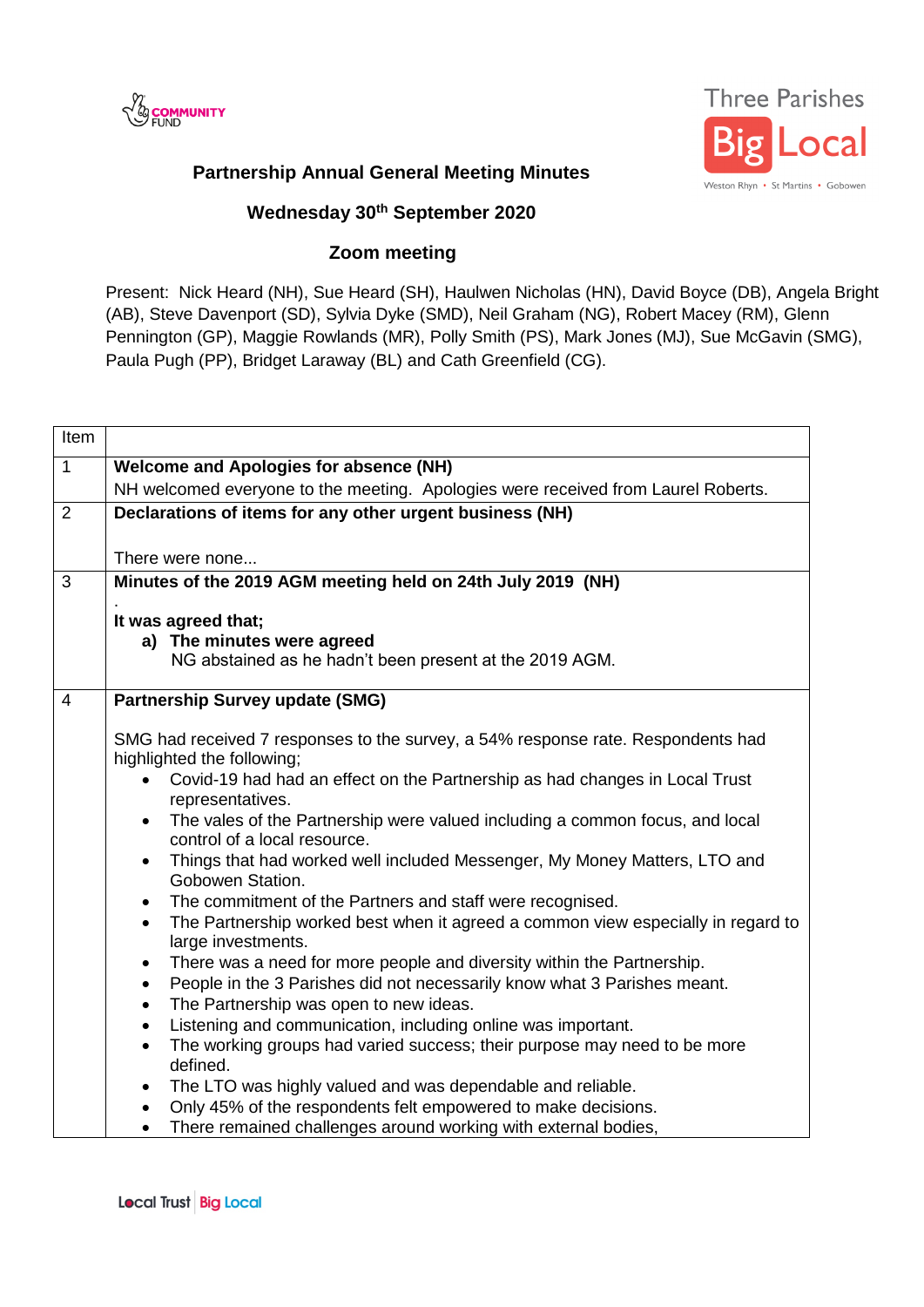## Partnership Annual General Meeting Minutes

### Wednesday 30th September 2020

### Zoom meeting

Present: Nick Heard (NH), Sue Heard (SH), Haulwen Nicholas (HN), David Boyce (DB), Angela Bright (AB), Steve Davenport (SD), Sylvia Dyke (SMD), Neil Graham (NG), Robert Macey (RM), Glenn Pennington (GP), Maggie Rowlands (MR), Polly Smith (PS), Mark Jones (MJ), Sue McGavin (SMG), Paula Pugh (PP), Bridget Laraway (BL) and Cath Greenfield (CG).

| Item | |
|---|---|
| 1 | **Welcome and Apologies for absence (NH)**<br>NH welcomed everyone to the meeting. Apologies were received from Laurel Roberts. |
| 2 | **Declarations of items for any other urgent business (NH)**<br><br>There were none... |
| 3 | **Minutes of the 2019 AGM meeting held on 24th July 2019 (NH)**<br>.<br>**It was agreed that;**<br>**a) The minutes were agreed**<br>NG abstained as he hadn't been present at the 2019 AGM. |
| 4 | **Partnership Survey update (SMG)**<br><br>SMG had received 7 responses to the survey, a 54% response rate. Respondents had highlighted the following;<br>• Covid-19 had had an effect on the Partnership as had changes in Local Trust representatives.<br>• The vales of the Partnership were valued including a common focus, and local control of a local resource.<br>• Things that had worked well included Messenger, My Money Matters, LTO and Gobowen Station.<br>• The commitment of the Partners and staff were recognised.<br>• The Partnership worked best when it agreed a common view especially in regard to large investments.<br>• There was a need for more people and diversity within the Partnership.<br>• People in the 3 Parishes did not necessarily know what 3 Parishes meant.<br>• The Partnership was open to new ideas.<br>• Listening and communication, including online was important.<br>• The working groups had varied success; their purpose may need to be more defined.<br>• The LTO was highly valued and was dependable and reliable.<br>• Only 45% of the respondents felt empowered to make decisions.<br>• There remained challenges around working with external bodies, |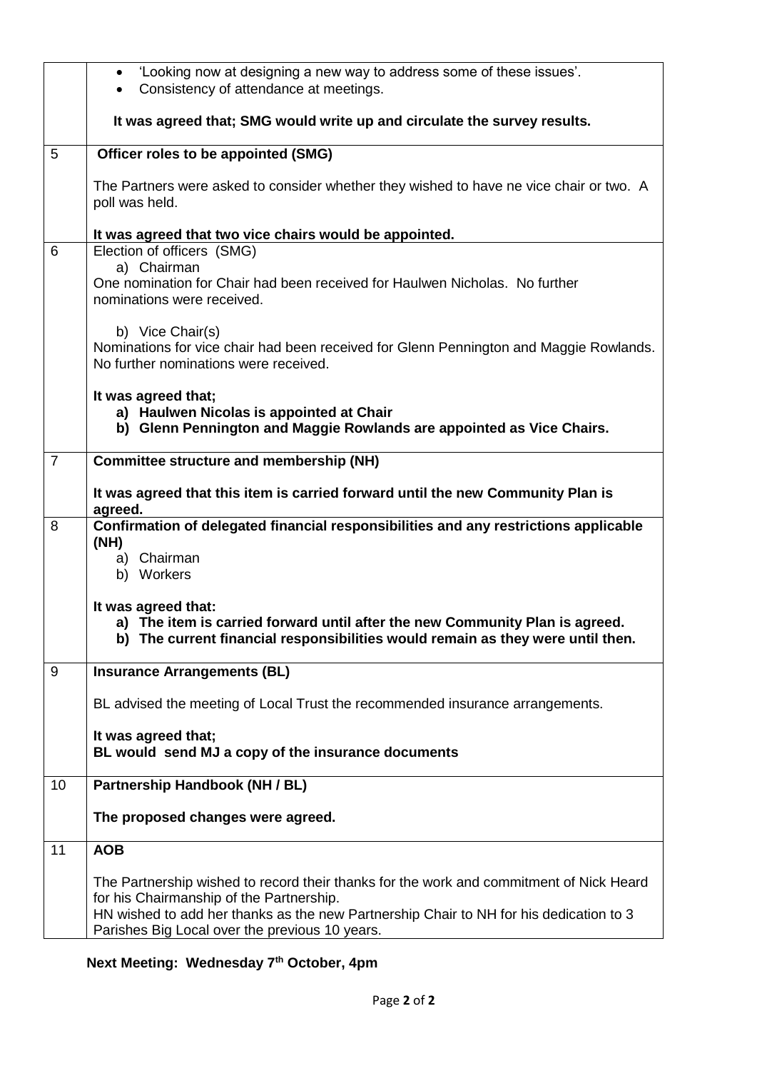| | |
|---|---|
| | • 'Looking now at designing a new way to address some of these issues'.<br>• Consistency of attendance at meetings.<br><br>**It was agreed that; SMG would write up and circulate the survey results.** |
| 5 | **Officer roles to be appointed (SMG)**<br><br>The Partners were asked to consider whether they wished to have ne vice chair or two. A poll was held.<br><br>**It was agreed that two vice chairs would be appointed.** |
| 6 | Election of officers (SMG)<br>a) Chairman<br>One nomination for Chair had been received for Haulwen Nicholas. No further nominations were received.<br><br>b) Vice Chair(s)<br>Nominations for vice chair had been received for Glenn Pennington and Maggie Rowlands. No further nominations were received.<br><br>**It was agreed that;**<br>**a) Haulwen Nicolas is appointed at Chair**<br>**b) Glenn Pennington and Maggie Rowlands are appointed as Vice Chairs.** |
| 7 | **Committee structure and membership (NH)**<br><br>**It was agreed that this item is carried forward until the new Community Plan is agreed.** |
| 8 | **Confirmation of delegated financial responsibilities and any restrictions applicable (NH)**<br>a) Chairman<br>b) Workers<br><br>**It was agreed that:**<br>**a) The item is carried forward until after the new Community Plan is agreed.**<br>**b) The current financial responsibilities would remain as they were until then.** |
| 9 | **Insurance Arrangements (BL)**<br><br>BL advised the meeting of Local Trust the recommended insurance arrangements.<br><br>**It was agreed that;**<br>**BL would send MJ a copy of the insurance documents** |
| 10 | **Partnership Handbook (NH / BL)**<br><br>**The proposed changes were agreed.** |
| 11 | **AOB**<br><br>The Partnership wished to record their thanks for the work and commitment of Nick Heard for his Chairmanship of the Partnership.<br>HN wished to add her thanks as the new Partnership Chair to NH for his dedication to 3 Parishes Big Local over the previous 10 years. |

**Next Meeting: Wednesday 7th October, 4pm**